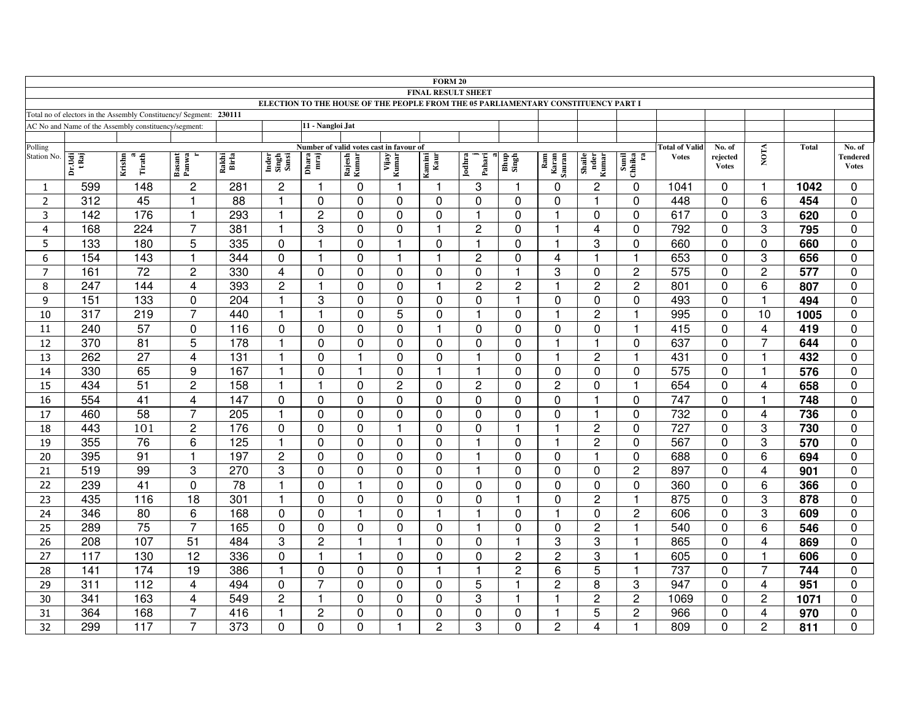**FORM 20**

**FINAL RESULT SHEET**

**ELECTION TO THE HOUSE OF THE PEOPLE FROM THE 05 PARLIAMENTARY CONSTITUENCY PART I**

Total no of electors in the Assembly Constituency/ Segment: **230111**

AC No and Name of the Assembly constituency/segment: **11 - Nangloi Jat**

| Polling Station No. | Number of valid votes cast in favour of | | | | | | | | | | | | | | Total of Valid Votes | No. of rejected Votes | NOTA | Total | No. of Tendered Votes |
|---|---|---|---|---|---|---|---|---|---|---|---|---|---|---|---|---|---|---|---|
| | Dr.Udit Raj | Krishna Tirath | Basant Panwar | Rakhi Birla | Inder Singh Sansi | Dharamraj | Rajesh Kumar | Vijay Kumar | Kamini Kaur | Jodhraj Pahari | Bhup Singh | Ram Karan Sauran | Shailender Kumar | Sunil Chhikara | | | | | |
| 1 | 599 | 148 | 2 | 281 | 2 | 1 | 0 | 1 | 1 | 3 | 1 | 0 | 2 | 0 | 1041 | 0 | 1 | **1042** | 0 |
| 2 | 312 | 45 | 1 | 88 | 1 | 0 | 0 | 0 | 0 | 0 | 0 | 0 | 1 | 0 | 448 | 0 | 6 | **454** | 0 |
| 3 | 142 | 176 | 1 | 293 | 1 | 2 | 0 | 0 | 0 | 1 | 0 | 1 | 0 | 0 | 617 | 0 | 3 | **620** | 0 |
| 4 | 168 | 224 | 7 | 381 | 1 | 3 | 0 | 0 | 1 | 2 | 0 | 1 | 4 | 0 | 792 | 0 | 3 | **795** | 0 |
| 5 | 133 | 180 | 5 | 335 | 0 | 1 | 0 | 1 | 0 | 1 | 0 | 1 | 3 | 0 | 660 | 0 | 0 | **660** | 0 |
| 6 | 154 | 143 | 1 | 344 | 0 | 1 | 0 | 1 | 1 | 2 | 0 | 4 | 1 | 1 | 653 | 0 | 3 | **656** | 0 |
| 7 | 161 | 72 | 2 | 330 | 4 | 0 | 0 | 0 | 0 | 0 | 1 | 3 | 0 | 2 | 575 | 0 | 2 | **577** | 0 |
| 8 | 247 | 144 | 4 | 393 | 2 | 1 | 0 | 0 | 1 | 2 | 2 | 1 | 2 | 2 | 801 | 0 | 6 | **807** | 0 |
| 9 | 151 | 133 | 0 | 204 | 1 | 3 | 0 | 0 | 0 | 0 | 1 | 0 | 0 | 0 | 493 | 0 | 1 | **494** | 0 |
| 10 | 317 | 219 | 7 | 440 | 1 | 1 | 0 | 5 | 0 | 1 | 0 | 1 | 2 | 1 | 995 | 0 | 10 | **1005** | 0 |
| 11 | 240 | 57 | 0 | 116 | 0 | 0 | 0 | 0 | 1 | 0 | 0 | 0 | 0 | 1 | 415 | 0 | 4 | **419** | 0 |
| 12 | 370 | 81 | 5 | 178 | 1 | 0 | 0 | 0 | 0 | 0 | 0 | 1 | 1 | 0 | 637 | 0 | 7 | **644** | 0 |
| 13 | 262 | 27 | 4 | 131 | 1 | 0 | 1 | 0 | 0 | 1 | 0 | 1 | 2 | 1 | 431 | 0 | 1 | **432** | 0 |
| 14 | 330 | 65 | 9 | 167 | 1 | 0 | 1 | 0 | 1 | 1 | 0 | 0 | 0 | 0 | 575 | 0 | 1 | **576** | 0 |
| 15 | 434 | 51 | 2 | 158 | 1 | 1 | 0 | 2 | 0 | 2 | 0 | 2 | 0 | 1 | 654 | 0 | 4 | **658** | 0 |
| 16 | 554 | 41 | 4 | 147 | 0 | 0 | 0 | 0 | 0 | 0 | 0 | 0 | 1 | 0 | 747 | 0 | 1 | **748** | 0 |
| 17 | 460 | 58 | 7 | 205 | 1 | 0 | 0 | 0 | 0 | 0 | 0 | 0 | 1 | 0 | 732 | 0 | 4 | **736** | 0 |
| 18 | 443 | 101 | 2 | 176 | 0 | 0 | 0 | 1 | 0 | 0 | 1 | 1 | 2 | 0 | 727 | 0 | 3 | **730** | 0 |
| 19 | 355 | 76 | 6 | 125 | 1 | 0 | 0 | 0 | 0 | 1 | 0 | 1 | 2 | 0 | 567 | 0 | 3 | **570** | 0 |
| 20 | 395 | 91 | 1 | 197 | 2 | 0 | 0 | 0 | 0 | 1 | 0 | 0 | 1 | 0 | 688 | 0 | 6 | **694** | 0 |
| 21 | 519 | 99 | 3 | 270 | 3 | 0 | 0 | 0 | 0 | 1 | 0 | 0 | 0 | 2 | 897 | 0 | 4 | **901** | 0 |
| 22 | 239 | 41 | 0 | 78 | 1 | 0 | 1 | 0 | 0 | 0 | 0 | 0 | 0 | 0 | 360 | 0 | 6 | **366** | 0 |
| 23 | 435 | 116 | 18 | 301 | 1 | 0 | 0 | 0 | 0 | 0 | 1 | 0 | 2 | 1 | 875 | 0 | 3 | **878** | 0 |
| 24 | 346 | 80 | 6 | 168 | 0 | 0 | 1 | 0 | 1 | 1 | 0 | 1 | 0 | 2 | 606 | 0 | 3 | **609** | 0 |
| 25 | 289 | 75 | 7 | 165 | 0 | 0 | 0 | 0 | 0 | 1 | 0 | 0 | 2 | 1 | 540 | 0 | 6 | **546** | 0 |
| 26 | 208 | 107 | 51 | 484 | 3 | 2 | 1 | 1 | 0 | 0 | 1 | 3 | 3 | 1 | 865 | 0 | 4 | **869** | 0 |
| 27 | 117 | 130 | 12 | 336 | 0 | 1 | 1 | 0 | 0 | 0 | 2 | 2 | 3 | 1 | 605 | 0 | 1 | **606** | 0 |
| 28 | 141 | 174 | 19 | 386 | 1 | 0 | 0 | 0 | 1 | 1 | 2 | 6 | 5 | 1 | 737 | 0 | 7 | **744** | 0 |
| 29 | 311 | 112 | 4 | 494 | 0 | 7 | 0 | 0 | 0 | 5 | 1 | 2 | 8 | 3 | 947 | 0 | 4 | **951** | 0 |
| 30 | 341 | 163 | 4 | 549 | 2 | 1 | 0 | 0 | 0 | 3 | 1 | 1 | 2 | 2 | 1069 | 0 | 2 | **1071** | 0 |
| 31 | 364 | 168 | 7 | 416 | 1 | 2 | 0 | 0 | 0 | 0 | 0 | 1 | 5 | 2 | 966 | 0 | 4 | **970** | 0 |
| 32 | 299 | 117 | 7 | 373 | 0 | 0 | 0 | 1 | 2 | 3 | 0 | 2 | 4 | 1 | 809 | 0 | 2 | **811** | 0 |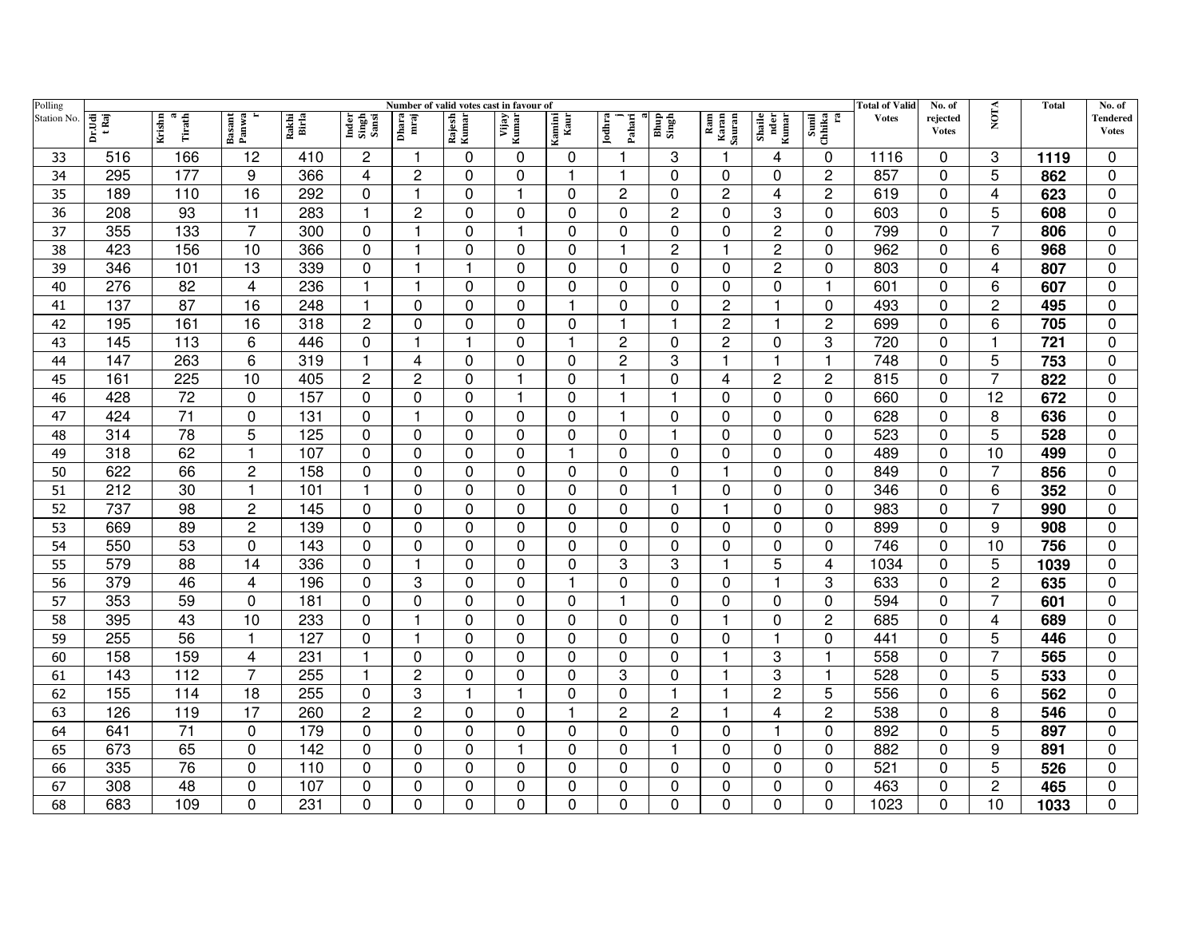| Polling Station No. | Number of valid votes cast in favour of | | | | | | | | | | | | | | Total of Valid Votes | No. of rejected Votes | NOTA | Total | No. of Tendered Votes |
|---|---|---|---|---|---|---|---|---|---|---|---|---|---|---|---|---|---|---|---|
| | Dr.Udit Raj | Krishna Tirath | Basant Panwar | Rakhi Birla | Inder Singh Sansi | Dharamraj | Rajesh Kumar | Vijay Kumar | Kamini Kaur | Jodhraj Pahari a | Bhup Singh | Ram Karan Sauran | Shailender Kumar | Sunil Chhikara | | | | | |
| 33 | 516 | 166 | 12 | 410 | 2 | 1 | 0 | 0 | 0 | 1 | 3 | 1 | 4 | 0 | 1116 | 0 | 3 | **1119** | 0 |
| 34 | 295 | 177 | 9 | 366 | 4 | 2 | 0 | 0 | 1 | 1 | 0 | 0 | 0 | 2 | 857 | 0 | 5 | **862** | 0 |
| 35 | 189 | 110 | 16 | 292 | 0 | 1 | 0 | 1 | 0 | 2 | 0 | 2 | 4 | 2 | 619 | 0 | 4 | **623** | 0 |
| 36 | 208 | 93 | 11 | 283 | 1 | 2 | 0 | 0 | 0 | 0 | 2 | 0 | 3 | 0 | 603 | 0 | 5 | **608** | 0 |
| 37 | 355 | 133 | 7 | 300 | 0 | 1 | 0 | 1 | 0 | 0 | 0 | 0 | 2 | 0 | 799 | 0 | 7 | **806** | 0 |
| 38 | 423 | 156 | 10 | 366 | 0 | 1 | 0 | 0 | 0 | 1 | 2 | 1 | 2 | 0 | 962 | 0 | 6 | **968** | 0 |
| 39 | 346 | 101 | 13 | 339 | 0 | 1 | 1 | 0 | 0 | 0 | 0 | 0 | 2 | 0 | 803 | 0 | 4 | **807** | 0 |
| 40 | 276 | 82 | 4 | 236 | 1 | 1 | 0 | 0 | 0 | 0 | 0 | 0 | 0 | 1 | 601 | 0 | 6 | **607** | 0 |
| 41 | 137 | 87 | 16 | 248 | 1 | 0 | 0 | 0 | 1 | 0 | 0 | 2 | 1 | 0 | 493 | 0 | 2 | **495** | 0 |
| 42 | 195 | 161 | 16 | 318 | 2 | 0 | 0 | 0 | 0 | 1 | 1 | 2 | 1 | 2 | 699 | 0 | 6 | **705** | 0 |
| 43 | 145 | 113 | 6 | 446 | 0 | 1 | 1 | 0 | 1 | 2 | 0 | 2 | 0 | 3 | 720 | 0 | 1 | **721** | 0 |
| 44 | 147 | 263 | 6 | 319 | 1 | 4 | 0 | 0 | 0 | 2 | 3 | 1 | 1 | 1 | 748 | 0 | 5 | **753** | 0 |
| 45 | 161 | 225 | 10 | 405 | 2 | 2 | 0 | 1 | 0 | 1 | 0 | 4 | 2 | 2 | 815 | 0 | 7 | **822** | 0 |
| 46 | 428 | 72 | 0 | 157 | 0 | 0 | 0 | 1 | 0 | 1 | 1 | 0 | 0 | 0 | 660 | 0 | 12 | **672** | 0 |
| 47 | 424 | 71 | 0 | 131 | 0 | 1 | 0 | 0 | 0 | 1 | 0 | 0 | 0 | 0 | 628 | 0 | 8 | **636** | 0 |
| 48 | 314 | 78 | 5 | 125 | 0 | 0 | 0 | 0 | 0 | 0 | 1 | 0 | 0 | 0 | 523 | 0 | 5 | **528** | 0 |
| 49 | 318 | 62 | 1 | 107 | 0 | 0 | 0 | 0 | 1 | 0 | 0 | 0 | 0 | 0 | 489 | 0 | 10 | **499** | 0 |
| 50 | 622 | 66 | 2 | 158 | 0 | 0 | 0 | 0 | 0 | 0 | 0 | 1 | 0 | 0 | 849 | 0 | 7 | **856** | 0 |
| 51 | 212 | 30 | 1 | 101 | 1 | 0 | 0 | 0 | 0 | 0 | 1 | 0 | 0 | 0 | 346 | 0 | 6 | **352** | 0 |
| 52 | 737 | 98 | 2 | 145 | 0 | 0 | 0 | 0 | 0 | 0 | 0 | 1 | 0 | 0 | 983 | 0 | 7 | **990** | 0 |
| 53 | 669 | 89 | 2 | 139 | 0 | 0 | 0 | 0 | 0 | 0 | 0 | 0 | 0 | 0 | 899 | 0 | 9 | **908** | 0 |
| 54 | 550 | 53 | 0 | 143 | 0 | 0 | 0 | 0 | 0 | 0 | 0 | 0 | 0 | 0 | 746 | 0 | 10 | **756** | 0 |
| 55 | 579 | 88 | 14 | 336 | 0 | 1 | 0 | 0 | 0 | 3 | 3 | 1 | 5 | 4 | 1034 | 0 | 5 | **1039** | 0 |
| 56 | 379 | 46 | 4 | 196 | 0 | 3 | 0 | 0 | 1 | 0 | 0 | 0 | 1 | 3 | 633 | 0 | 2 | **635** | 0 |
| 57 | 353 | 59 | 0 | 181 | 0 | 0 | 0 | 0 | 0 | 1 | 0 | 0 | 0 | 0 | 594 | 0 | 7 | **601** | 0 |
| 58 | 395 | 43 | 10 | 233 | 0 | 1 | 0 | 0 | 0 | 0 | 0 | 1 | 0 | 2 | 685 | 0 | 4 | **689** | 0 |
| 59 | 255 | 56 | 1 | 127 | 0 | 1 | 0 | 0 | 0 | 0 | 0 | 0 | 1 | 0 | 441 | 0 | 5 | **446** | 0 |
| 60 | 158 | 159 | 4 | 231 | 1 | 0 | 0 | 0 | 0 | 0 | 0 | 1 | 3 | 1 | 558 | 0 | 7 | **565** | 0 |
| 61 | 143 | 112 | 7 | 255 | 1 | 2 | 0 | 0 | 0 | 3 | 0 | 1 | 3 | 1 | 528 | 0 | 5 | **533** | 0 |
| 62 | 155 | 114 | 18 | 255 | 0 | 3 | 1 | 1 | 0 | 0 | 1 | 1 | 2 | 5 | 556 | 0 | 6 | **562** | 0 |
| 63 | 126 | 119 | 17 | 260 | 2 | 2 | 0 | 0 | 1 | 2 | 2 | 1 | 4 | 2 | 538 | 0 | 8 | **546** | 0 |
| 64 | 641 | 71 | 0 | 179 | 0 | 0 | 0 | 0 | 0 | 0 | 0 | 0 | 1 | 0 | 892 | 0 | 5 | **897** | 0 |
| 65 | 673 | 65 | 0 | 142 | 0 | 0 | 0 | 1 | 0 | 0 | 1 | 0 | 0 | 0 | 882 | 0 | 9 | **891** | 0 |
| 66 | 335 | 76 | 0 | 110 | 0 | 0 | 0 | 0 | 0 | 0 | 0 | 0 | 0 | 0 | 521 | 0 | 5 | **526** | 0 |
| 67 | 308 | 48 | 0 | 107 | 0 | 0 | 0 | 0 | 0 | 0 | 0 | 0 | 0 | 0 | 463 | 0 | 2 | **465** | 0 |
| 68 | 683 | 109 | 0 | 231 | 0 | 0 | 0 | 0 | 0 | 0 | 0 | 0 | 0 | 0 | 1023 | 0 | 10 | **1033** | 0 |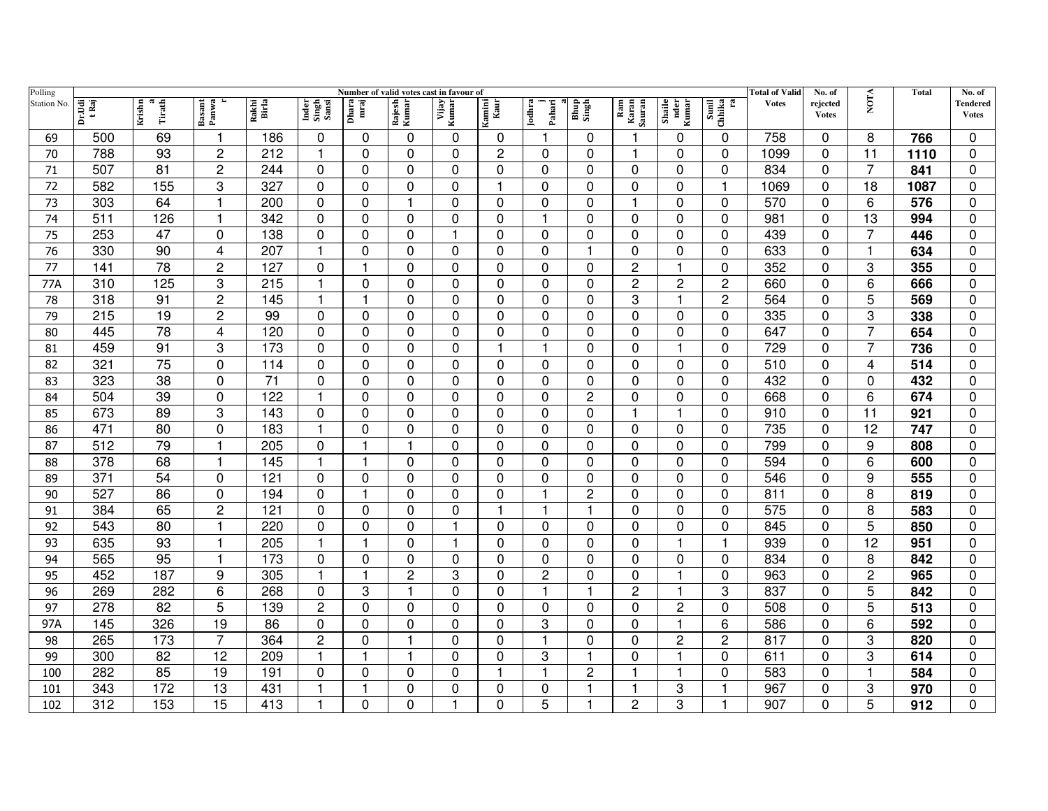| Polling Station No. | Number of valid votes cast in favour of | | | | | | | | | | | | | | Total of Valid Votes | No. of rejected Votes | NOTA | Total | No. of Tendered Votes |
|---|---|---|---|---|---|---|---|---|---|---|---|---|---|---|---|---|---|---|---|
| | Dr.Udit Raj | Krishna Tirath | Basant Panwar | Rakhi Birla | Inder Singh Sansi | Dharamraj | Rajesh Kumar | Vijay Kumar | Kamini Kaur | Jodhraj Pahari a | Bhup Singh | Ram Karan Sauran | Shailender Kumar | Sunil Chhikara | | | | | |
| 69 | 500 | 69 | 1 | 186 | 0 | 0 | 0 | 0 | 0 | 1 | 0 | 1 | 0 | 0 | 758 | 0 | 8 | **766** | 0 |
| 70 | 788 | 93 | 2 | 212 | 1 | 0 | 0 | 0 | 2 | 0 | 0 | 1 | 0 | 0 | 1099 | 0 | 11 | **1110** | 0 |
| 71 | 507 | 81 | 2 | 244 | 0 | 0 | 0 | 0 | 0 | 0 | 0 | 0 | 0 | 0 | 834 | 0 | 7 | **841** | 0 |
| 72 | 582 | 155 | 3 | 327 | 0 | 0 | 0 | 0 | 1 | 0 | 0 | 0 | 0 | 1 | 1069 | 0 | 18 | **1087** | 0 |
| 73 | 303 | 64 | 1 | 200 | 0 | 0 | 1 | 0 | 0 | 0 | 0 | 1 | 0 | 0 | 570 | 0 | 6 | **576** | 0 |
| 74 | 511 | 126 | 1 | 342 | 0 | 0 | 0 | 0 | 0 | 1 | 0 | 0 | 0 | 0 | 981 | 0 | 13 | **994** | 0 |
| 75 | 253 | 47 | 0 | 138 | 0 | 0 | 0 | 1 | 0 | 0 | 0 | 0 | 0 | 0 | 439 | 0 | 7 | **446** | 0 |
| 76 | 330 | 90 | 4 | 207 | 1 | 0 | 0 | 0 | 0 | 0 | 1 | 0 | 0 | 0 | 633 | 0 | 1 | **634** | 0 |
| 77 | 141 | 78 | 2 | 127 | 0 | 1 | 0 | 0 | 0 | 0 | 0 | 2 | 1 | 0 | 352 | 0 | 3 | **355** | 0 |
| 77A | 310 | 125 | 3 | 215 | 1 | 0 | 0 | 0 | 0 | 0 | 0 | 2 | 2 | 2 | 660 | 0 | 6 | **666** | 0 |
| 78 | 318 | 91 | 2 | 145 | 1 | 1 | 0 | 0 | 0 | 0 | 0 | 3 | 1 | 2 | 564 | 0 | 5 | **569** | 0 |
| 79 | 215 | 19 | 2 | 99 | 0 | 0 | 0 | 0 | 0 | 0 | 0 | 0 | 0 | 0 | 335 | 0 | 3 | **338** | 0 |
| 80 | 445 | 78 | 4 | 120 | 0 | 0 | 0 | 0 | 0 | 0 | 0 | 0 | 0 | 0 | 647 | 0 | 7 | **654** | 0 |
| 81 | 459 | 91 | 3 | 173 | 0 | 0 | 0 | 0 | 1 | 1 | 0 | 0 | 1 | 0 | 729 | 0 | 7 | **736** | 0 |
| 82 | 321 | 75 | 0 | 114 | 0 | 0 | 0 | 0 | 0 | 0 | 0 | 0 | 0 | 0 | 510 | 0 | 4 | **514** | 0 |
| 83 | 323 | 38 | 0 | 71 | 0 | 0 | 0 | 0 | 0 | 0 | 0 | 0 | 0 | 0 | 432 | 0 | 0 | **432** | 0 |
| 84 | 504 | 39 | 0 | 122 | 1 | 0 | 0 | 0 | 0 | 0 | 2 | 0 | 0 | 0 | 668 | 0 | 6 | **674** | 0 |
| 85 | 673 | 89 | 3 | 143 | 0 | 0 | 0 | 0 | 0 | 0 | 0 | 1 | 1 | 0 | 910 | 0 | 11 | **921** | 0 |
| 86 | 471 | 80 | 0 | 183 | 1 | 0 | 0 | 0 | 0 | 0 | 0 | 0 | 0 | 0 | 735 | 0 | 12 | **747** | 0 |
| 87 | 512 | 79 | 1 | 205 | 0 | 1 | 1 | 0 | 0 | 0 | 0 | 0 | 0 | 0 | 799 | 0 | 9 | **808** | 0 |
| 88 | 378 | 68 | 1 | 145 | 1 | 1 | 0 | 0 | 0 | 0 | 0 | 0 | 0 | 0 | 594 | 0 | 6 | **600** | 0 |
| 89 | 371 | 54 | 0 | 121 | 0 | 0 | 0 | 0 | 0 | 0 | 0 | 0 | 0 | 0 | 546 | 0 | 9 | **555** | 0 |
| 90 | 527 | 86 | 0 | 194 | 0 | 1 | 0 | 0 | 0 | 1 | 2 | 0 | 0 | 0 | 811 | 0 | 8 | **819** | 0 |
| 91 | 384 | 65 | 2 | 121 | 0 | 0 | 0 | 0 | 1 | 1 | 1 | 0 | 0 | 0 | 575 | 0 | 8 | **583** | 0 |
| 92 | 543 | 80 | 1 | 220 | 0 | 0 | 0 | 1 | 0 | 0 | 0 | 0 | 0 | 0 | 845 | 0 | 5 | **850** | 0 |
| 93 | 635 | 93 | 1 | 205 | 1 | 1 | 0 | 1 | 0 | 0 | 0 | 0 | 1 | 1 | 939 | 0 | 12 | **951** | 0 |
| 94 | 565 | 95 | 1 | 173 | 0 | 0 | 0 | 0 | 0 | 0 | 0 | 0 | 0 | 0 | 834 | 0 | 8 | **842** | 0 |
| 95 | 452 | 187 | 9 | 305 | 1 | 1 | 2 | 3 | 0 | 2 | 0 | 0 | 1 | 0 | 963 | 0 | 2 | **965** | 0 |
| 96 | 269 | 282 | 6 | 268 | 0 | 3 | 1 | 0 | 0 | 1 | 1 | 2 | 1 | 3 | 837 | 0 | 5 | **842** | 0 |
| 97 | 278 | 82 | 5 | 139 | 2 | 0 | 0 | 0 | 0 | 0 | 0 | 0 | 2 | 0 | 508 | 0 | 5 | **513** | 0 |
| 97A | 145 | 326 | 19 | 86 | 0 | 0 | 0 | 0 | 0 | 3 | 0 | 0 | 1 | 6 | 586 | 0 | 6 | **592** | 0 |
| 98 | 265 | 173 | 7 | 364 | 2 | 0 | 1 | 0 | 0 | 1 | 0 | 0 | 2 | 2 | 817 | 0 | 3 | **820** | 0 |
| 99 | 300 | 82 | 12 | 209 | 1 | 1 | 1 | 0 | 0 | 3 | 1 | 0 | 1 | 0 | 611 | 0 | 3 | **614** | 0 |
| 100 | 282 | 85 | 19 | 191 | 0 | 0 | 0 | 0 | 1 | 1 | 2 | 1 | 1 | 0 | 583 | 0 | 1 | **584** | 0 |
| 101 | 343 | 172 | 13 | 431 | 1 | 1 | 0 | 0 | 0 | 0 | 1 | 1 | 3 | 1 | 967 | 0 | 3 | **970** | 0 |
| 102 | 312 | 153 | 15 | 413 | 1 | 0 | 0 | 1 | 0 | 5 | 1 | 2 | 3 | 1 | 907 | 0 | 5 | **912** | 0 |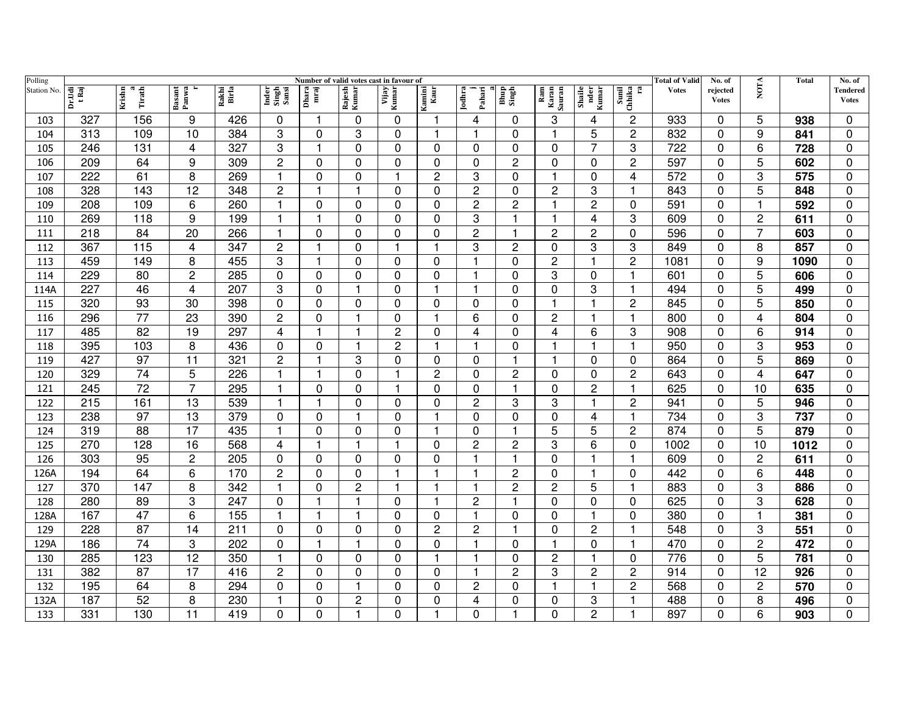| Polling Station No. | Number of valid votes cast in favour of | | | | | | | | | | | | | | Total of Valid Votes | No. of rejected Votes | NOTA | Total | No. of Tendered Votes |
|---|---|---|---|---|---|---|---|---|---|---|---|---|---|---|---|---|---|---|---|
| | Dr.Udit Raj | Krishna Tirath | Basant Panwar | Rakhi Birla | Inder Singh Sansi | Dharamraj | Rajesh Kumar | Vijay Kumar | Kamini Kaur | Jodhraj Paharia | Bhup Singh | Ram Karan Sauran | Shailender Kumar | Sunil Chhikara | | | | | |
| 103 | 327 | 156 | 9 | 426 | 0 | 1 | 0 | 0 | 1 | 4 | 0 | 3 | 4 | 2 | 933 | 0 | 5 | **938** | 0 |
| 104 | 313 | 109 | 10 | 384 | 3 | 0 | 3 | 0 | 1 | 1 | 0 | 1 | 5 | 2 | 832 | 0 | 9 | **841** | 0 |
| 105 | 246 | 131 | 4 | 327 | 3 | 1 | 0 | 0 | 0 | 0 | 0 | 0 | 7 | 3 | 722 | 0 | 6 | **728** | 0 |
| 106 | 209 | 64 | 9 | 309 | 2 | 0 | 0 | 0 | 0 | 0 | 2 | 0 | 0 | 2 | 597 | 0 | 5 | **602** | 0 |
| 107 | 222 | 61 | 8 | 269 | 1 | 0 | 0 | 1 | 2 | 3 | 0 | 1 | 0 | 4 | 572 | 0 | 3 | **575** | 0 |
| 108 | 328 | 143 | 12 | 348 | 2 | 1 | 1 | 0 | 0 | 2 | 0 | 2 | 3 | 1 | 843 | 0 | 5 | **848** | 0 |
| 109 | 208 | 109 | 6 | 260 | 1 | 0 | 0 | 0 | 0 | 2 | 2 | 1 | 2 | 0 | 591 | 0 | 1 | **592** | 0 |
| 110 | 269 | 118 | 9 | 199 | 1 | 1 | 0 | 0 | 0 | 3 | 1 | 1 | 4 | 3 | 609 | 0 | 2 | **611** | 0 |
| 111 | 218 | 84 | 20 | 266 | 1 | 0 | 0 | 0 | 0 | 2 | 1 | 2 | 2 | 0 | 596 | 0 | 7 | **603** | 0 |
| 112 | 367 | 115 | 4 | 347 | 2 | 1 | 0 | 1 | 1 | 3 | 2 | 0 | 3 | 3 | 849 | 0 | 8 | **857** | 0 |
| 113 | 459 | 149 | 8 | 455 | 3 | 1 | 0 | 0 | 0 | 1 | 0 | 2 | 1 | 2 | 1081 | 0 | 9 | **1090** | 0 |
| 114 | 229 | 80 | 2 | 285 | 0 | 0 | 0 | 0 | 0 | 1 | 0 | 3 | 0 | 1 | 601 | 0 | 5 | **606** | 0 |
| 114A | 227 | 46 | 4 | 207 | 3 | 0 | 1 | 0 | 1 | 1 | 0 | 0 | 3 | 1 | 494 | 0 | 5 | **499** | 0 |
| 115 | 320 | 93 | 30 | 398 | 0 | 0 | 0 | 0 | 0 | 0 | 0 | 1 | 1 | 2 | 845 | 0 | 5 | **850** | 0 |
| 116 | 296 | 77 | 23 | 390 | 2 | 0 | 1 | 0 | 1 | 6 | 0 | 2 | 1 | 1 | 800 | 0 | 4 | **804** | 0 |
| 117 | 485 | 82 | 19 | 297 | 4 | 1 | 1 | 2 | 0 | 4 | 0 | 4 | 6 | 3 | 908 | 0 | 6 | **914** | 0 |
| 118 | 395 | 103 | 8 | 436 | 0 | 0 | 1 | 2 | 1 | 1 | 0 | 1 | 1 | 1 | 950 | 0 | 3 | **953** | 0 |
| 119 | 427 | 97 | 11 | 321 | 2 | 1 | 3 | 0 | 0 | 0 | 1 | 1 | 0 | 0 | 864 | 0 | 5 | **869** | 0 |
| 120 | 329 | 74 | 5 | 226 | 1 | 1 | 0 | 1 | 2 | 0 | 2 | 0 | 0 | 2 | 643 | 0 | 4 | **647** | 0 |
| 121 | 245 | 72 | 7 | 295 | 1 | 0 | 0 | 1 | 0 | 0 | 1 | 0 | 2 | 1 | 625 | 0 | 10 | **635** | 0 |
| 122 | 215 | 161 | 13 | 539 | 1 | 1 | 0 | 0 | 0 | 2 | 3 | 3 | 1 | 2 | 941 | 0 | 5 | **946** | 0 |
| 123 | 238 | 97 | 13 | 379 | 0 | 0 | 1 | 0 | 1 | 0 | 0 | 0 | 4 | 1 | 734 | 0 | 3 | **737** | 0 |
| 124 | 319 | 88 | 17 | 435 | 1 | 0 | 0 | 0 | 1 | 0 | 1 | 5 | 5 | 2 | 874 | 0 | 5 | **879** | 0 |
| 125 | 270 | 128 | 16 | 568 | 4 | 1 | 1 | 1 | 0 | 2 | 2 | 3 | 6 | 0 | 1002 | 0 | 10 | **1012** | 0 |
| 126 | 303 | 95 | 2 | 205 | 0 | 0 | 0 | 0 | 0 | 1 | 1 | 0 | 1 | 1 | 609 | 0 | 2 | **611** | 0 |
| 126A | 194 | 64 | 6 | 170 | 2 | 0 | 0 | 1 | 1 | 1 | 2 | 0 | 1 | 0 | 442 | 0 | 6 | **448** | 0 |
| 127 | 370 | 147 | 8 | 342 | 1 | 0 | 2 | 1 | 1 | 1 | 2 | 2 | 5 | 1 | 883 | 0 | 3 | **886** | 0 |
| 128 | 280 | 89 | 3 | 247 | 0 | 1 | 1 | 0 | 1 | 2 | 1 | 0 | 0 | 0 | 625 | 0 | 3 | **628** | 0 |
| 128A | 167 | 47 | 6 | 155 | 1 | 1 | 1 | 0 | 0 | 1 | 0 | 0 | 1 | 0 | 380 | 0 | 1 | **381** | 0 |
| 129 | 228 | 87 | 14 | 211 | 0 | 0 | 0 | 0 | 2 | 2 | 1 | 0 | 2 | 1 | 548 | 0 | 3 | **551** | 0 |
| 129A | 186 | 74 | 3 | 202 | 0 | 1 | 1 | 0 | 0 | 1 | 0 | 1 | 0 | 1 | 470 | 0 | 2 | **472** | 0 |
| 130 | 285 | 123 | 12 | 350 | 1 | 0 | 0 | 0 | 1 | 1 | 0 | 2 | 1 | 0 | 776 | 0 | 5 | **781** | 0 |
| 131 | 382 | 87 | 17 | 416 | 2 | 0 | 0 | 0 | 0 | 1 | 2 | 3 | 2 | 2 | 914 | 0 | 12 | **926** | 0 |
| 132 | 195 | 64 | 8 | 294 | 0 | 0 | 1 | 0 | 0 | 2 | 0 | 1 | 1 | 2 | 568 | 0 | 2 | **570** | 0 |
| 132A | 187 | 52 | 8 | 230 | 1 | 0 | 2 | 0 | 0 | 4 | 0 | 0 | 3 | 1 | 488 | 0 | 8 | **496** | 0 |
| 133 | 331 | 130 | 11 | 419 | 0 | 0 | 1 | 0 | 1 | 0 | 1 | 0 | 2 | 1 | 897 | 0 | 6 | **903** | 0 |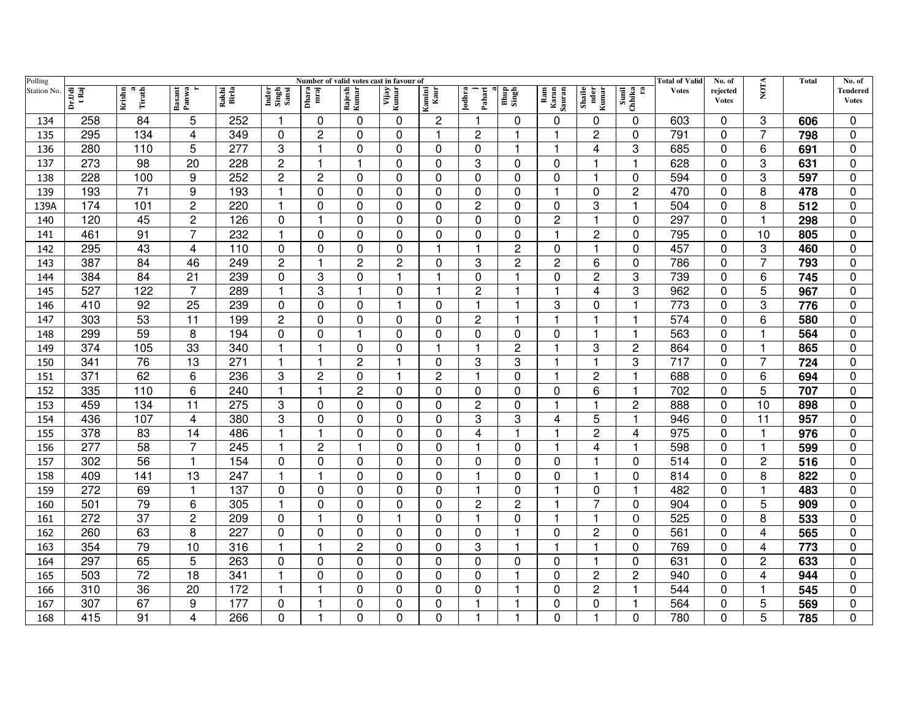| Polling Station No. | Number of valid votes cast in favour of | | | | | | | | | | | | | | Total of Valid Votes | No. of rejected Votes | NOTA | Total | No. of Tendered Votes |
|---|---|---|---|---|---|---|---|---|---|---|---|---|---|---|---|---|---|---|---|
| | Dr.Udit Raj | Krishna Tirath | Basant Panwar | Rakhi Birla | Inder Singh Sansi | Dharamraj | Rajesh Kumar | Vijay Kumar | Kamini Kaur | Jodhraj Paharia | Bhup Singh | Ram Karan Sauran | Shailender Kumar | Sunil Chhikara | | | | | |
| 134 | 258 | 84 | 5 | 252 | 1 | 0 | 0 | 0 | 2 | 1 | 0 | 0 | 0 | 0 | 603 | 0 | 3 | **606** | 0 |
| 135 | 295 | 134 | 4 | 349 | 0 | 2 | 0 | 0 | 1 | 2 | 1 | 1 | 2 | 0 | 791 | 0 | 7 | **798** | 0 |
| 136 | 280 | 110 | 5 | 277 | 3 | 1 | 0 | 0 | 0 | 0 | 1 | 1 | 4 | 3 | 685 | 0 | 6 | **691** | 0 |
| 137 | 273 | 98 | 20 | 228 | 2 | 1 | 1 | 0 | 0 | 3 | 0 | 0 | 1 | 1 | 628 | 0 | 3 | **631** | 0 |
| 138 | 228 | 100 | 9 | 252 | 2 | 2 | 0 | 0 | 0 | 0 | 0 | 0 | 1 | 0 | 594 | 0 | 3 | **597** | 0 |
| 139 | 193 | 71 | 9 | 193 | 1 | 0 | 0 | 0 | 0 | 0 | 0 | 1 | 0 | 2 | 470 | 0 | 8 | **478** | 0 |
| 139A | 174 | 101 | 2 | 220 | 1 | 0 | 0 | 0 | 0 | 2 | 0 | 0 | 3 | 1 | 504 | 0 | 8 | **512** | 0 |
| 140 | 120 | 45 | 2 | 126 | 0 | 1 | 0 | 0 | 0 | 0 | 0 | 2 | 1 | 0 | 297 | 0 | 1 | **298** | 0 |
| 141 | 461 | 91 | 7 | 232 | 1 | 0 | 0 | 0 | 0 | 0 | 0 | 1 | 2 | 0 | 795 | 0 | 10 | **805** | 0 |
| 142 | 295 | 43 | 4 | 110 | 0 | 0 | 0 | 0 | 1 | 1 | 2 | 0 | 1 | 0 | 457 | 0 | 3 | **460** | 0 |
| 143 | 387 | 84 | 46 | 249 | 2 | 1 | 2 | 2 | 0 | 3 | 2 | 2 | 6 | 0 | 786 | 0 | 7 | **793** | 0 |
| 144 | 384 | 84 | 21 | 239 | 0 | 3 | 0 | 1 | 1 | 0 | 1 | 0 | 2 | 3 | 739 | 0 | 6 | **745** | 0 |
| 145 | 527 | 122 | 7 | 289 | 1 | 3 | 1 | 0 | 1 | 2 | 1 | 1 | 4 | 3 | 962 | 0 | 5 | **967** | 0 |
| 146 | 410 | 92 | 25 | 239 | 0 | 0 | 0 | 1 | 0 | 1 | 1 | 3 | 0 | 1 | 773 | 0 | 3 | **776** | 0 |
| 147 | 303 | 53 | 11 | 199 | 2 | 0 | 0 | 0 | 0 | 2 | 1 | 1 | 1 | 1 | 574 | 0 | 6 | **580** | 0 |
| 148 | 299 | 59 | 8 | 194 | 0 | 0 | 1 | 0 | 0 | 0 | 0 | 0 | 1 | 1 | 563 | 0 | 1 | **564** | 0 |
| 149 | 374 | 105 | 33 | 340 | 1 | 1 | 0 | 0 | 1 | 1 | 2 | 1 | 3 | 2 | 864 | 0 | 1 | **865** | 0 |
| 150 | 341 | 76 | 13 | 271 | 1 | 1 | 2 | 1 | 0 | 3 | 3 | 1 | 1 | 3 | 717 | 0 | 7 | **724** | 0 |
| 151 | 371 | 62 | 6 | 236 | 3 | 2 | 0 | 1 | 2 | 1 | 0 | 1 | 2 | 1 | 688 | 0 | 6 | **694** | 0 |
| 152 | 335 | 110 | 6 | 240 | 1 | 1 | 2 | 0 | 0 | 0 | 0 | 0 | 6 | 1 | 702 | 0 | 5 | **707** | 0 |
| 153 | 459 | 134 | 11 | 275 | 3 | 0 | 0 | 0 | 0 | 2 | 0 | 1 | 1 | 2 | 888 | 0 | 10 | **898** | 0 |
| 154 | 436 | 107 | 4 | 380 | 3 | 0 | 0 | 0 | 0 | 3 | 3 | 4 | 5 | 1 | 946 | 0 | 11 | **957** | 0 |
| 155 | 378 | 83 | 14 | 486 | 1 | 1 | 0 | 0 | 0 | 4 | 1 | 1 | 2 | 4 | 975 | 0 | 1 | **976** | 0 |
| 156 | 277 | 58 | 7 | 245 | 1 | 2 | 1 | 0 | 0 | 1 | 0 | 1 | 4 | 1 | 598 | 0 | 1 | **599** | 0 |
| 157 | 302 | 56 | 1 | 154 | 0 | 0 | 0 | 0 | 0 | 0 | 0 | 0 | 1 | 0 | 514 | 0 | 2 | **516** | 0 |
| 158 | 409 | 141 | 13 | 247 | 1 | 1 | 0 | 0 | 0 | 1 | 0 | 0 | 1 | 0 | 814 | 0 | 8 | **822** | 0 |
| 159 | 272 | 69 | 1 | 137 | 0 | 0 | 0 | 0 | 0 | 1 | 0 | 1 | 0 | 1 | 482 | 0 | 1 | **483** | 0 |
| 160 | 501 | 79 | 6 | 305 | 1 | 0 | 0 | 0 | 0 | 2 | 2 | 1 | 7 | 0 | 904 | 0 | 5 | **909** | 0 |
| 161 | 272 | 37 | 2 | 209 | 0 | 1 | 0 | 1 | 0 | 1 | 0 | 1 | 1 | 0 | 525 | 0 | 8 | **533** | 0 |
| 162 | 260 | 63 | 8 | 227 | 0 | 0 | 0 | 0 | 0 | 0 | 1 | 0 | 2 | 0 | 561 | 0 | 4 | **565** | 0 |
| 163 | 354 | 79 | 10 | 316 | 1 | 1 | 2 | 0 | 0 | 3 | 1 | 1 | 1 | 0 | 769 | 0 | 4 | **773** | 0 |
| 164 | 297 | 65 | 5 | 263 | 0 | 0 | 0 | 0 | 0 | 0 | 0 | 0 | 1 | 0 | 631 | 0 | 2 | **633** | 0 |
| 165 | 503 | 72 | 18 | 341 | 1 | 0 | 0 | 0 | 0 | 0 | 1 | 0 | 2 | 2 | 940 | 0 | 4 | **944** | 0 |
| 166 | 310 | 36 | 20 | 172 | 1 | 1 | 0 | 0 | 0 | 0 | 1 | 0 | 2 | 1 | 544 | 0 | 1 | **545** | 0 |
| 167 | 307 | 67 | 9 | 177 | 0 | 1 | 0 | 0 | 0 | 1 | 1 | 0 | 0 | 1 | 564 | 0 | 5 | **569** | 0 |
| 168 | 415 | 91 | 4 | 266 | 0 | 1 | 0 | 0 | 0 | 1 | 1 | 0 | 1 | 0 | 780 | 0 | 5 | **785** | 0 |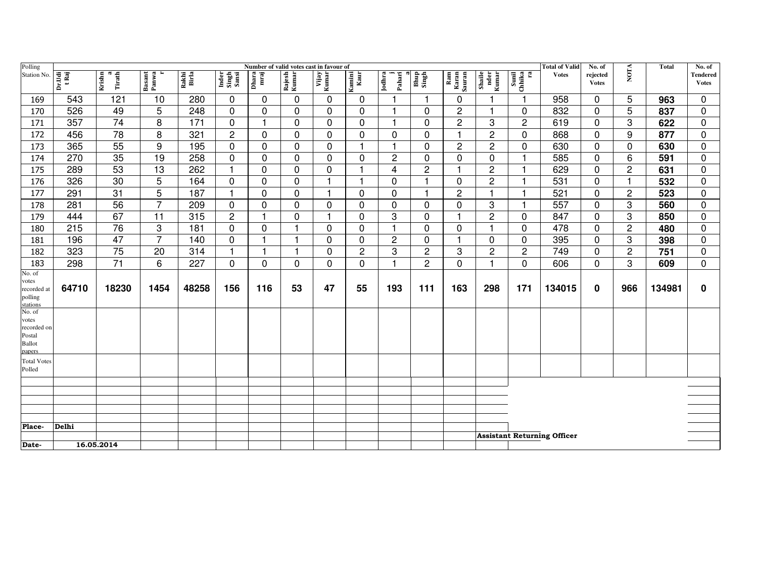| Polling Station No. | Number of valid votes cast in favour of | | | | | | | | | | | | | | Total of Valid Votes | No. of rejected Votes | NOTA | Total | No. of Tendered Votes |
|---|---|---|---|---|---|---|---|---|---|---|---|---|---|---|---|---|---|---|---|
| | Dr.Udit Raj | Krishna Tirath | Basant Panwar | Rakhi Birla | Inder Singh Sansi | Dharamraj | Rajesh Kumar | Vijay Kumar | Kamini Kaur | Jodhraj Pahari a | Bhup Singh | Ram Karan Sauran | Shailender Kumar | Sunil Chhikara | | | | | |
| 169 | 543 | 121 | 10 | 280 | 0 | 0 | 0 | 0 | 0 | 1 | 1 | 0 | 1 | 1 | 958 | 0 | 5 | **963** | 0 |
| 170 | 526 | 49 | 5 | 248 | 0 | 0 | 0 | 0 | 0 | 1 | 0 | 2 | 1 | 0 | 832 | 0 | 5 | **837** | 0 |
| 171 | 357 | 74 | 8 | 171 | 0 | 1 | 0 | 0 | 0 | 1 | 0 | 2 | 3 | 2 | 619 | 0 | 3 | **622** | 0 |
| 172 | 456 | 78 | 8 | 321 | 2 | 0 | 0 | 0 | 0 | 0 | 0 | 1 | 2 | 0 | 868 | 0 | 9 | **877** | 0 |
| 173 | 365 | 55 | 9 | 195 | 0 | 0 | 0 | 0 | 1 | 1 | 0 | 2 | 2 | 0 | 630 | 0 | 0 | **630** | 0 |
| 174 | 270 | 35 | 19 | 258 | 0 | 0 | 0 | 0 | 0 | 2 | 0 | 0 | 0 | 1 | 585 | 0 | 6 | **591** | 0 |
| 175 | 289 | 53 | 13 | 262 | 1 | 0 | 0 | 0 | 1 | 4 | 2 | 1 | 2 | 1 | 629 | 0 | 2 | **631** | 0 |
| 176 | 326 | 30 | 5 | 164 | 0 | 0 | 0 | 1 | 1 | 0 | 1 | 0 | 2 | 1 | 531 | 0 | 1 | **532** | 0 |
| 177 | 291 | 31 | 5 | 187 | 1 | 0 | 0 | 1 | 0 | 0 | 1 | 2 | 1 | 1 | 521 | 0 | 2 | **523** | 0 |
| 178 | 281 | 56 | 7 | 209 | 0 | 0 | 0 | 0 | 0 | 0 | 0 | 0 | 3 | 1 | 557 | 0 | 3 | **560** | 0 |
| 179 | 444 | 67 | 11 | 315 | 2 | 1 | 0 | 1 | 0 | 3 | 0 | 1 | 2 | 0 | 847 | 0 | 3 | **850** | 0 |
| 180 | 215 | 76 | 3 | 181 | 0 | 0 | 1 | 0 | 0 | 1 | 0 | 0 | 1 | 0 | 478 | 0 | 2 | **480** | 0 |
| 181 | 196 | 47 | 7 | 140 | 0 | 1 | 1 | 0 | 0 | 2 | 0 | 1 | 0 | 0 | 395 | 0 | 3 | **398** | 0 |
| 182 | 323 | 75 | 20 | 314 | 1 | 1 | 1 | 0 | 2 | 3 | 2 | 3 | 2 | 2 | 749 | 0 | 2 | **751** | 0 |
| 183 | 298 | 71 | 6 | 227 | 0 | 0 | 0 | 0 | 0 | 1 | 2 | 0 | 1 | 0 | 606 | 0 | 3 | **609** | 0 |
| No. of votes recorded at polling stations | **64710** | **18230** | **1454** | **48258** | **156** | **116** | **53** | **47** | **55** | **193** | **111** | **163** | **298** | **171** | **134015** | **0** | **966** | **134981** | **0** |
| No. of votes recorded on Postal Ballot papers | | | | | | | | | | | | | | | | | | | |
| Total Votes Polled | | | | | | | | | | | | | | | | | | | |

**Place-** **Delhi**

**Assistant Returning Officer**

**Date-** **16.05.2014**